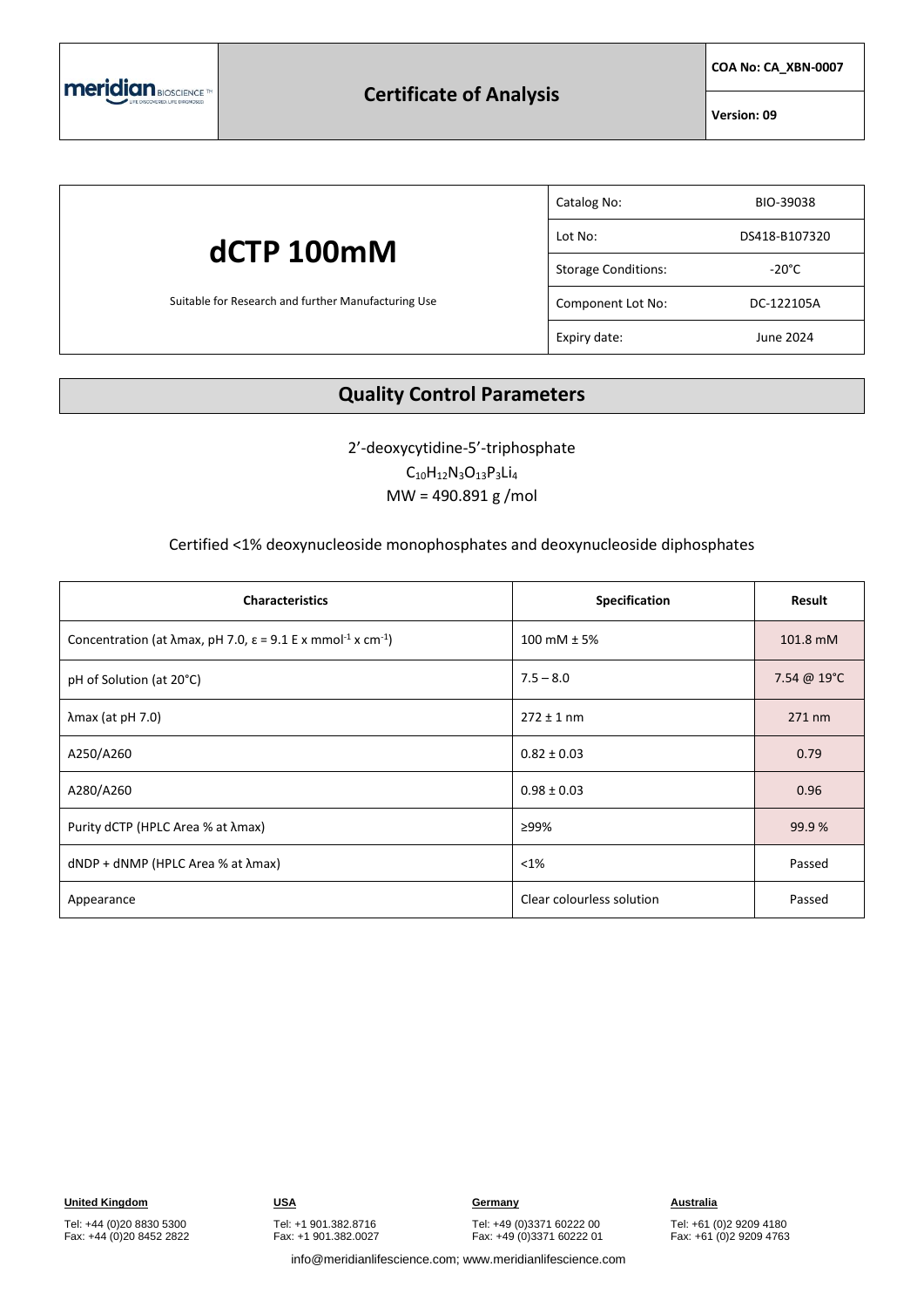# Certificate of Analysis

| COA No: CA_XBN-0007 |
| --- |
| Version: 09 |

## dCTP 100mM

Suitable for Research and further Manufacturing Use

| | |
| --- | --- |
| Catalog No: | BIO-39038 |
| Lot No: | DS418-B107320 |
| Storage Conditions: | -20°C |
| Component Lot No: | DC-122105A |
| Expiry date: | June 2024 |

## Quality Control Parameters

2'-deoxycytidine-5'-triphosphate

$C_{10}H_{12}N_3O_{13}P_3Li_4$

MW = 490.891 g /mol

Certified <1% deoxynucleoside monophosphates and deoxynucleoside diphosphates

| Characteristics | Specification | Result |
| --- | --- | --- |
| Concentration (at λmax, pH 7.0, ε = 9.1 E x $mmol^{-1}$ x $cm^{-1}$) | 100 mM ± 5% | 101.8 mM |
| pH of Solution (at 20°C) | 7.5 – 8.0 | 7.54 @ 19°C |
| λmax (at pH 7.0) | 272 ± 1 nm | 271 nm |
| A250/A260 | 0.82 ± 0.03 | 0.79 |
| A280/A260 | 0.98 ± 0.03 | 0.96 |
| Purity dCTP (HPLC Area % at λmax) | ≥99% | 99.9 % |
| dNDP + dNMP (HPLC Area % at λmax) | <1% | Passed |
| Appearance | Clear colourless solution | Passed |

**United Kingdom**
Tel: +44 (0)20 8830 5300
Fax: +44 (0)20 8452 2822

**USA**
Tel: +1 901.382.8716
Fax: +1 901.382.0027

**Germany**
Tel: +49 (0)3371 60222 00
Fax: +49 (0)3371 60222 01

**Australia**
Tel: +61 (0)2 9209 4180
Fax: +61 (0)2 9209 4763

info@meridianlifescience.com; www.meridianlifescience.com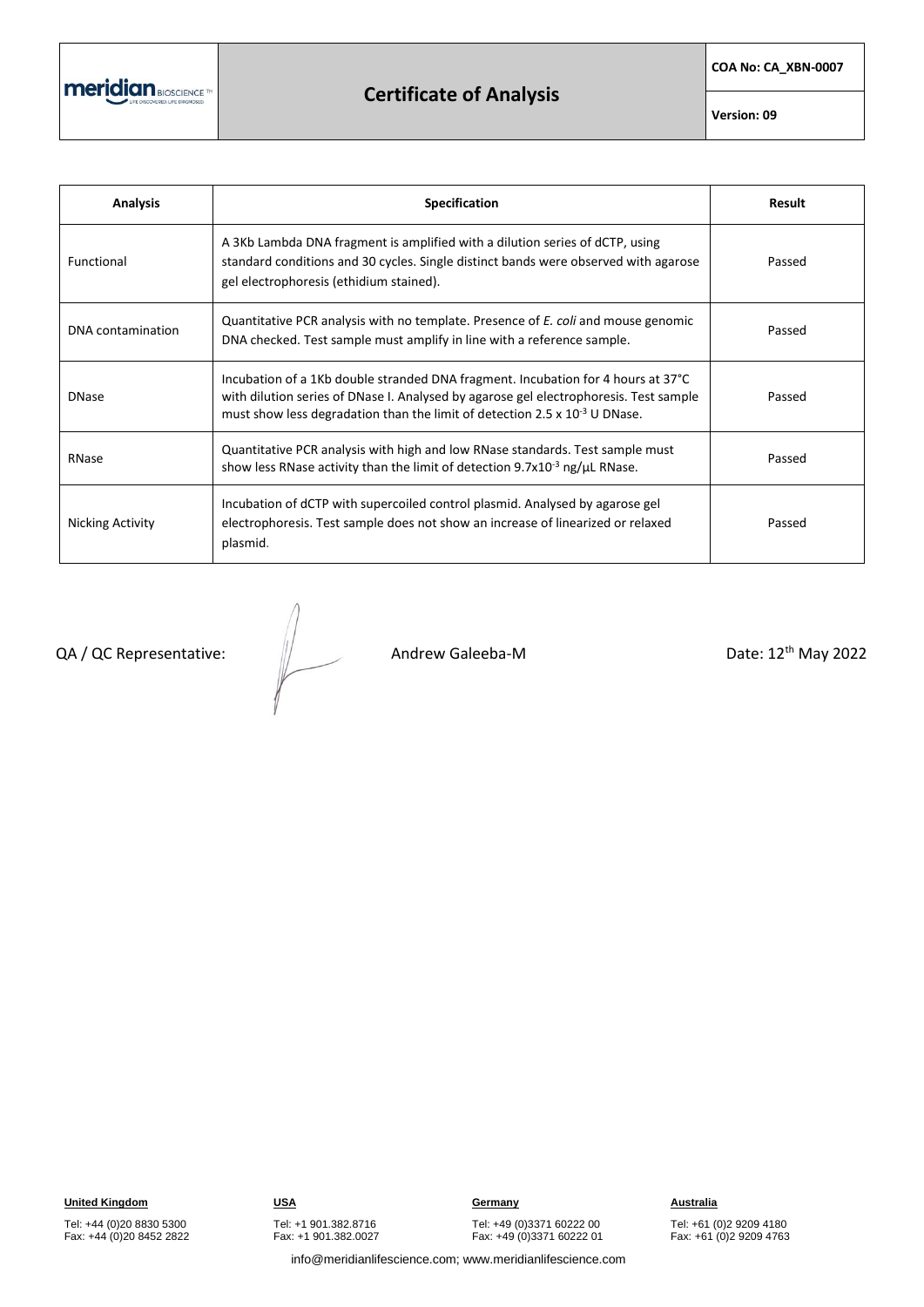| Analysis | Specification | Result |
|---|---|---|
| Functional | A 3Kb Lambda DNA fragment is amplified with a dilution series of dCTP, using standard conditions and 30 cycles. Single distinct bands were observed with agarose gel electrophoresis (ethidium stained). | Passed |
| DNA contamination | Quantitative PCR analysis with no template. Presence of *E. coli* and mouse genomic DNA checked. Test sample must amplify in line with a reference sample. | Passed |
| DNase | Incubation of a 1Kb double stranded DNA fragment. Incubation for 4 hours at 37°C with dilution series of DNase I. Analysed by agarose gel electrophoresis. Test sample must show less degradation than the limit of detection $2.5 \times 10^{-3}$ U DNase. | Passed |
| RNase | Quantitative PCR analysis with high and low RNase standards. Test sample must show less RNase activity than the limit of detection $9.7 \times 10^{-3}$ ng/µL RNase. | Passed |
| Nicking Activity | Incubation of dCTP with supercoiled control plasmid. Analysed by agarose gel electrophoresis. Test sample does not show an increase of linearized or relaxed plasmid. | Passed |

QA / QC Representative: Andrew Galeeba-M Date: 12th May 2022

**United Kingdom**
Tel: +44 (0)20 8830 5300
Fax: +44 (0)20 8452 2822

**USA**
Tel: +1 901.382.8716
Fax: +1 901.382.0027

**Germany**
Tel: +49 (0)3371 60222 00
Fax: +49 (0)3371 60222 01

**Australia**
Tel: +61 (0)2 9209 4180
Fax: +61 (0)2 9209 4763

info@meridianlifescience.com; www.meridianlifescience.com